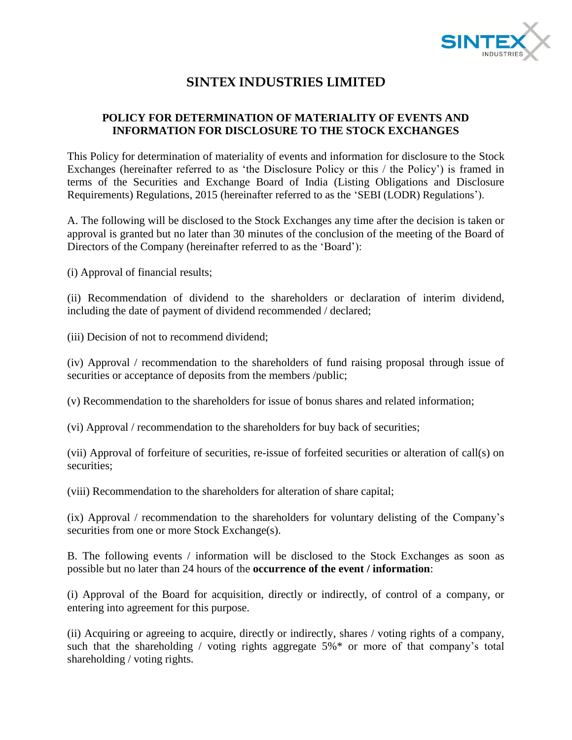# SINTEX INDUSTRIES LIMITED

## POLICY FOR DETERMINATION OF MATERIALITY OF EVENTS AND INFORMATION FOR DISCLOSURE TO THE STOCK EXCHANGES

This Policy for determination of materiality of events and information for disclosure to the Stock Exchanges (hereinafter referred to as 'the Disclosure Policy or this / the Policy') is framed in terms of the Securities and Exchange Board of India (Listing Obligations and Disclosure Requirements) Regulations, 2015 (hereinafter referred to as the 'SEBI (LODR) Regulations').

A. The following will be disclosed to the Stock Exchanges any time after the decision is taken or approval is granted but no later than 30 minutes of the conclusion of the meeting of the Board of Directors of the Company (hereinafter referred to as the 'Board'):

(i) Approval of financial results;

(ii) Recommendation of dividend to the shareholders or declaration of interim dividend, including the date of payment of dividend recommended / declared;

(iii) Decision of not to recommend dividend;

(iv) Approval / recommendation to the shareholders of fund raising proposal through issue of securities or acceptance of deposits from the members /public;

(v) Recommendation to the shareholders for issue of bonus shares and related information;

(vi) Approval / recommendation to the shareholders for buy back of securities;

(vii) Approval of forfeiture of securities, re-issue of forfeited securities or alteration of call(s) on securities;

(viii) Recommendation to the shareholders for alteration of share capital;

(ix) Approval / recommendation to the shareholders for voluntary delisting of the Company's securities from one or more Stock Exchange(s).

B. The following events / information will be disclosed to the Stock Exchanges as soon as possible but no later than 24 hours of the **occurrence of the event / information**:

(i) Approval of the Board for acquisition, directly or indirectly, of control of a company, or entering into agreement for this purpose.

(ii) Acquiring or agreeing to acquire, directly or indirectly, shares / voting rights of a company, such that the shareholding / voting rights aggregate 5%* or more of that company's total shareholding / voting rights.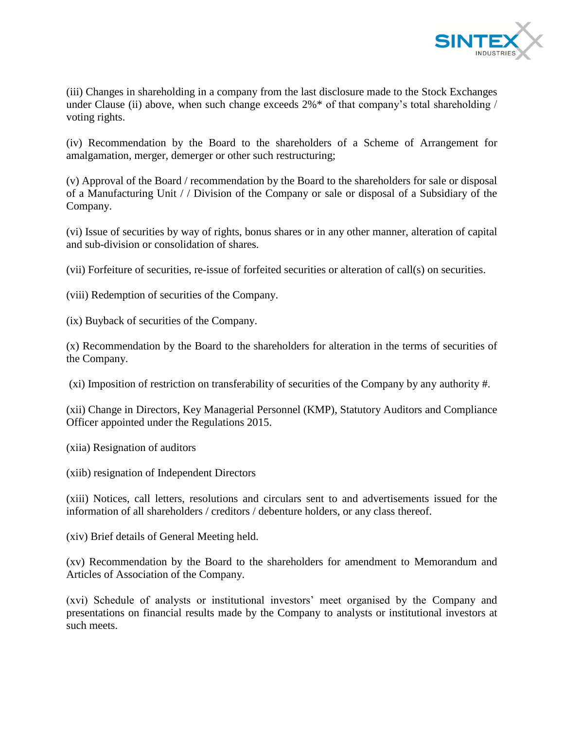(iii) Changes in shareholding in a company from the last disclosure made to the Stock Exchanges under Clause (ii) above, when such change exceeds 2%* of that company's total shareholding / voting rights.

(iv) Recommendation by the Board to the shareholders of a Scheme of Arrangement for amalgamation, merger, demerger or other such restructuring;

(v) Approval of the Board / recommendation by the Board to the shareholders for sale or disposal of a Manufacturing Unit / / Division of the Company or sale or disposal of a Subsidiary of the Company.

(vi) Issue of securities by way of rights, bonus shares or in any other manner, alteration of capital and sub-division or consolidation of shares.

(vii) Forfeiture of securities, re-issue of forfeited securities or alteration of call(s) on securities.

(viii) Redemption of securities of the Company.

(ix) Buyback of securities of the Company.

(x) Recommendation by the Board to the shareholders for alteration in the terms of securities of the Company.

(xi) Imposition of restriction on transferability of securities of the Company by any authority #.

(xii) Change in Directors, Key Managerial Personnel (KMP), Statutory Auditors and Compliance Officer appointed under the Regulations 2015.

(xiia) Resignation of auditors

(xiib) resignation of Independent Directors

(xiii) Notices, call letters, resolutions and circulars sent to and advertisements issued for the information of all shareholders / creditors / debenture holders, or any class thereof.

(xiv) Brief details of General Meeting held.

(xv) Recommendation by the Board to the shareholders for amendment to Memorandum and Articles of Association of the Company.

(xvi) Schedule of analysts or institutional investors' meet organised by the Company and presentations on financial results made by the Company to analysts or institutional investors at such meets.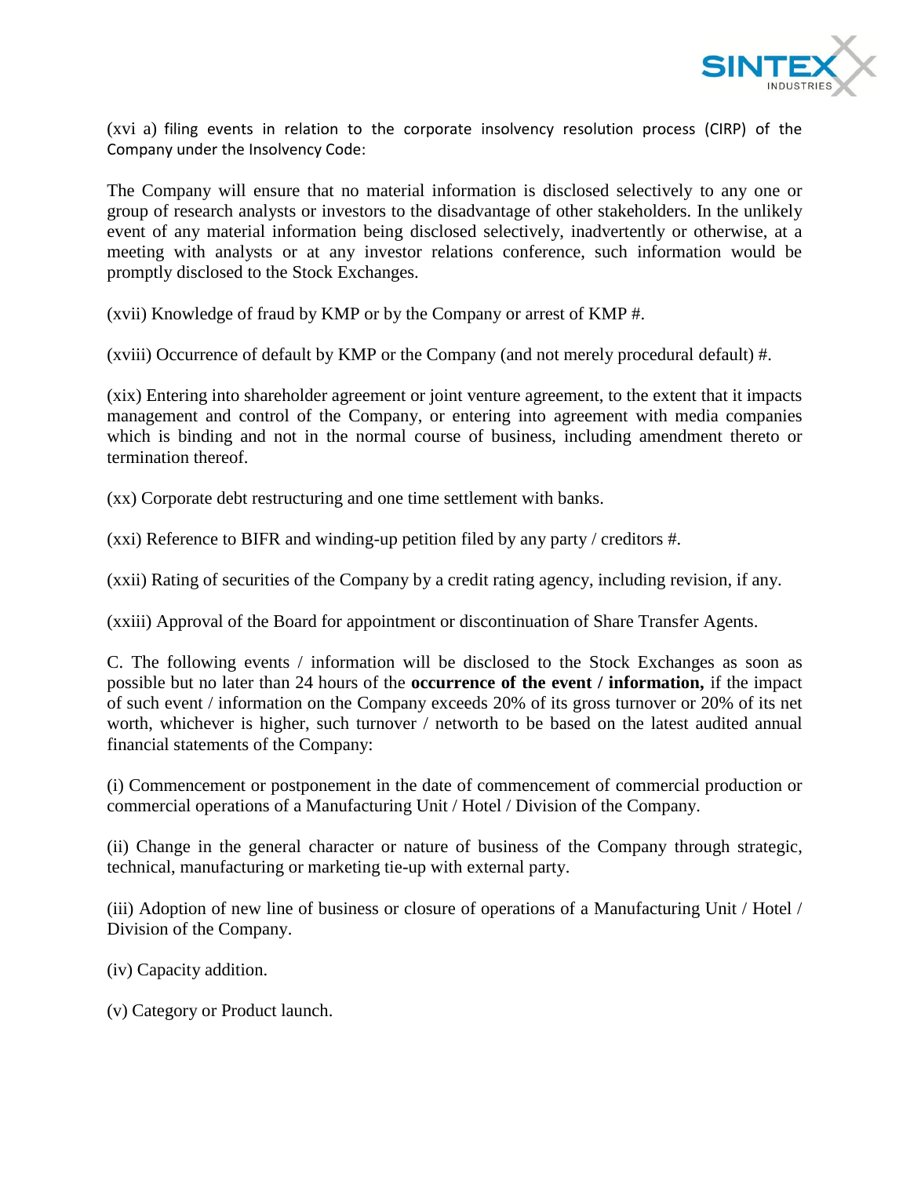(xvi a) filing events in relation to the corporate insolvency resolution process (CIRP) of the Company under the Insolvency Code:

The Company will ensure that no material information is disclosed selectively to any one or group of research analysts or investors to the disadvantage of other stakeholders. In the unlikely event of any material information being disclosed selectively, inadvertently or otherwise, at a meeting with analysts or at any investor relations conference, such information would be promptly disclosed to the Stock Exchanges.

(xvii) Knowledge of fraud by KMP or by the Company or arrest of KMP #.

(xviii) Occurrence of default by KMP or the Company (and not merely procedural default) #.

(xix) Entering into shareholder agreement or joint venture agreement, to the extent that it impacts management and control of the Company, or entering into agreement with media companies which is binding and not in the normal course of business, including amendment thereto or termination thereof.

(xx) Corporate debt restructuring and one time settlement with banks.

(xxi) Reference to BIFR and winding-up petition filed by any party / creditors #.

(xxii) Rating of securities of the Company by a credit rating agency, including revision, if any.

(xxiii) Approval of the Board for appointment or discontinuation of Share Transfer Agents.

C. The following events / information will be disclosed to the Stock Exchanges as soon as possible but no later than 24 hours of the **occurrence of the event / information,** if the impact of such event / information on the Company exceeds 20% of its gross turnover or 20% of its net worth, whichever is higher, such turnover / networth to be based on the latest audited annual financial statements of the Company:

(i) Commencement or postponement in the date of commencement of commercial production or commercial operations of a Manufacturing Unit / Hotel / Division of the Company.

(ii) Change in the general character or nature of business of the Company through strategic, technical, manufacturing or marketing tie-up with external party.

(iii) Adoption of new line of business or closure of operations of a Manufacturing Unit / Hotel / Division of the Company.

(iv) Capacity addition.

(v) Category or Product launch.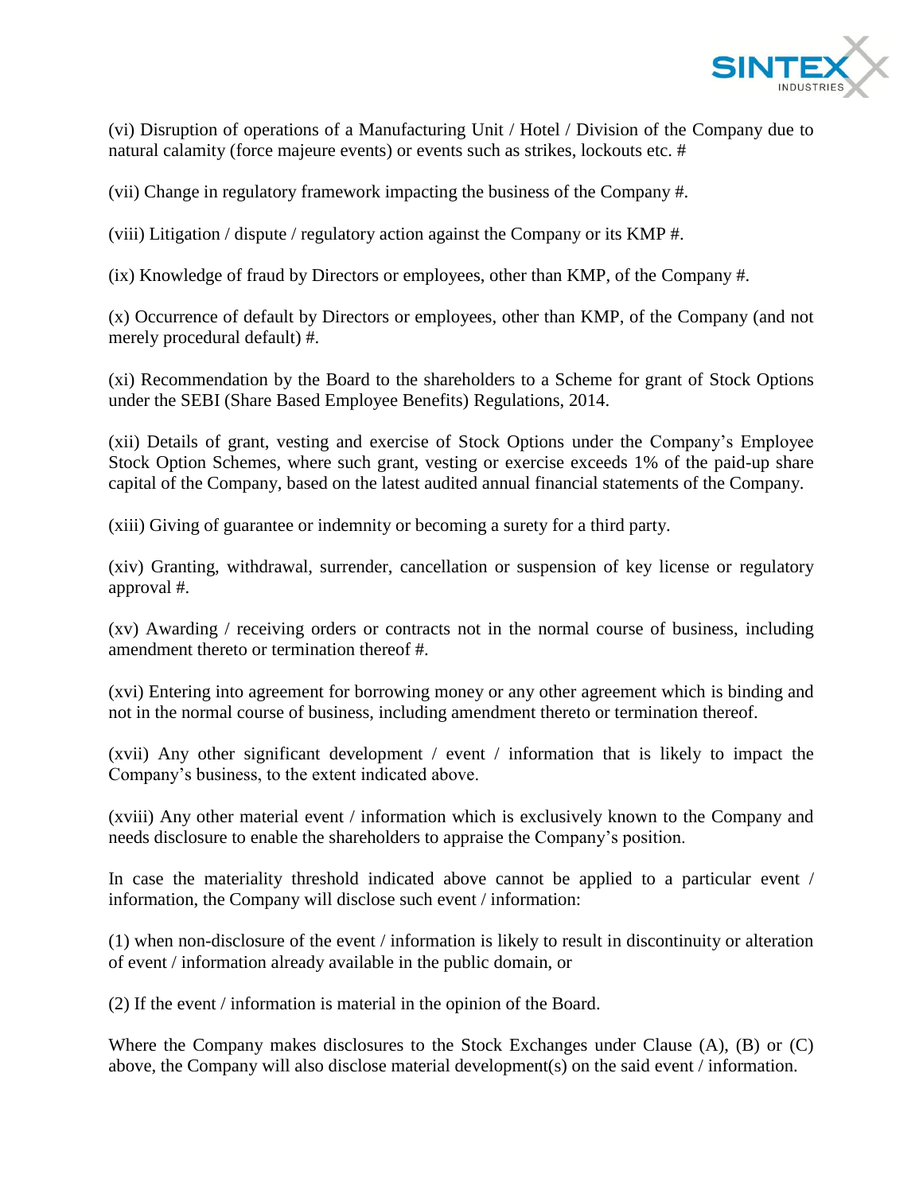(vi) Disruption of operations of a Manufacturing Unit / Hotel / Division of the Company due to natural calamity (force majeure events) or events such as strikes, lockouts etc. #

(vii) Change in regulatory framework impacting the business of the Company #.

(viii) Litigation / dispute / regulatory action against the Company or its KMP #.

(ix) Knowledge of fraud by Directors or employees, other than KMP, of the Company #.

(x) Occurrence of default by Directors or employees, other than KMP, of the Company (and not merely procedural default) #.

(xi) Recommendation by the Board to the shareholders to a Scheme for grant of Stock Options under the SEBI (Share Based Employee Benefits) Regulations, 2014.

(xii) Details of grant, vesting and exercise of Stock Options under the Company's Employee Stock Option Schemes, where such grant, vesting or exercise exceeds 1% of the paid-up share capital of the Company, based on the latest audited annual financial statements of the Company.

(xiii) Giving of guarantee or indemnity or becoming a surety for a third party.

(xiv) Granting, withdrawal, surrender, cancellation or suspension of key license or regulatory approval #.

(xv) Awarding / receiving orders or contracts not in the normal course of business, including amendment thereto or termination thereof #.

(xvi) Entering into agreement for borrowing money or any other agreement which is binding and not in the normal course of business, including amendment thereto or termination thereof.

(xvii) Any other significant development / event / information that is likely to impact the Company's business, to the extent indicated above.

(xviii) Any other material event / information which is exclusively known to the Company and needs disclosure to enable the shareholders to appraise the Company's position.

In case the materiality threshold indicated above cannot be applied to a particular event / information, the Company will disclose such event / information:

(1) when non-disclosure of the event / information is likely to result in discontinuity or alteration of event / information already available in the public domain, or

(2) If the event / information is material in the opinion of the Board.

Where the Company makes disclosures to the Stock Exchanges under Clause (A), (B) or (C) above, the Company will also disclose material development(s) on the said event / information.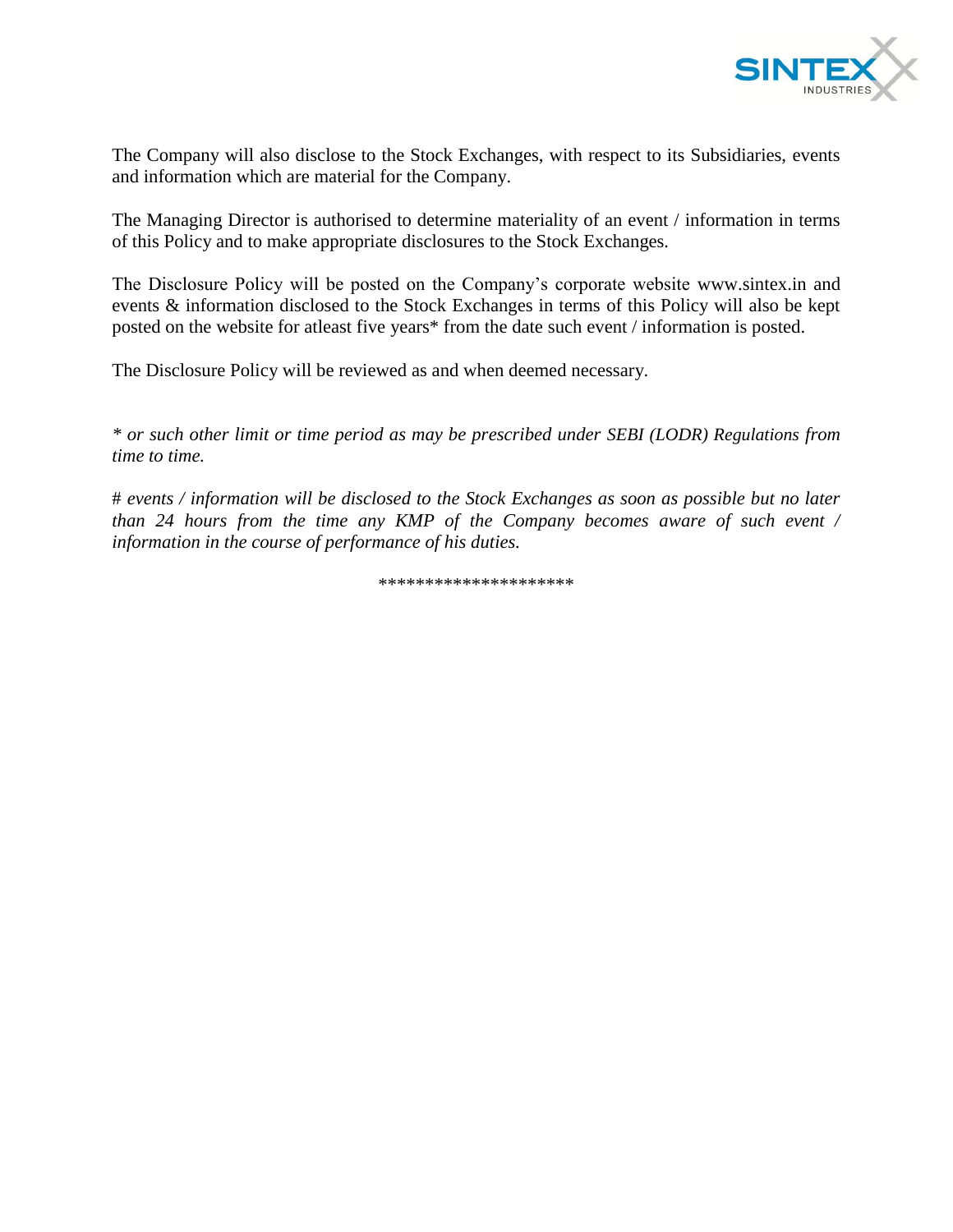The Company will also disclose to the Stock Exchanges, with respect to its Subsidiaries, events and information which are material for the Company.

The Managing Director is authorised to determine materiality of an event / information in terms of this Policy and to make appropriate disclosures to the Stock Exchanges.

The Disclosure Policy will be posted on the Company's corporate website www.sintex.in and events & information disclosed to the Stock Exchanges in terms of this Policy will also be kept posted on the website for atleast five years* from the date such event / information is posted.

The Disclosure Policy will be reviewed as and when deemed necessary.

*\* or such other limit or time period as may be prescribed under SEBI (LODR) Regulations from time to time.*

*# events / information will be disclosed to the Stock Exchanges as soon as possible but no later than 24 hours from the time any KMP of the Company becomes aware of such event / information in the course of performance of his duties.*

********************